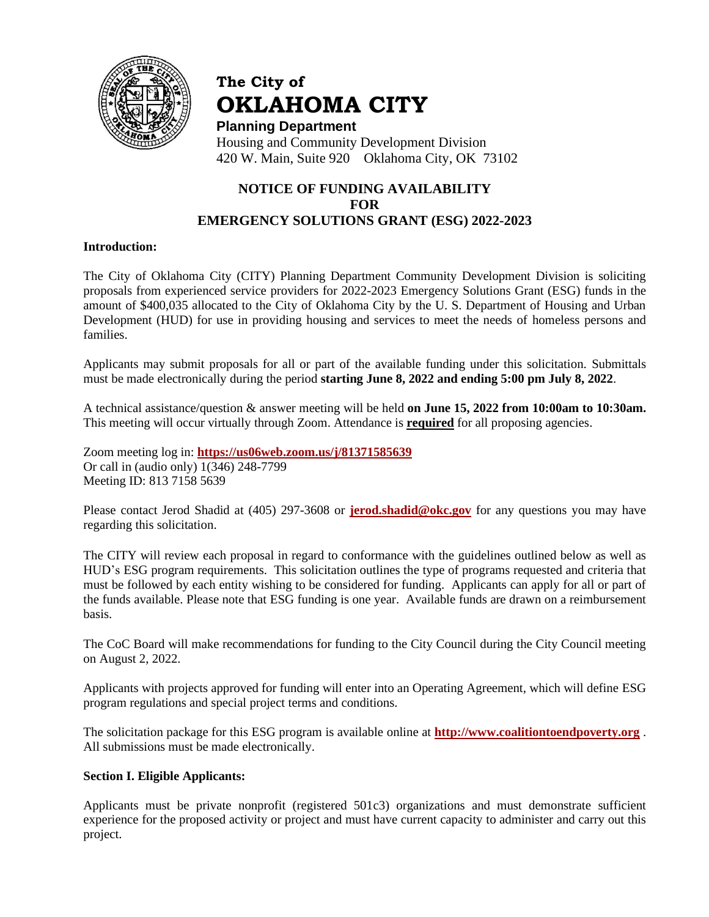# The City of OKLAHOMA CITY

**Planning Department**

Housing and Community Development Division
420 W. Main, Suite 920 Oklahoma City, OK 73102

## NOTICE OF FUNDING AVAILABILITY FOR EMERGENCY SOLUTIONS GRANT (ESG) 2022-2023

**Introduction:**

The City of Oklahoma City (CITY) Planning Department Community Development Division is soliciting proposals from experienced service providers for 2022-2023 Emergency Solutions Grant (ESG) funds in the amount of $400,035 allocated to the City of Oklahoma City by the U. S. Department of Housing and Urban Development (HUD) for use in providing housing and services to meet the needs of homeless persons and families.

Applicants may submit proposals for all or part of the available funding under this solicitation. Submittals must be made electronically during the period **starting June 8, 2022 and ending 5:00 pm July 8, 2022**.

A technical assistance/question & answer meeting will be held **on June 15, 2022 from 10:00am to 10:30am.** This meeting will occur virtually through Zoom. Attendance is **required** for all proposing agencies.

Zoom meeting log in: **https://us06web.zoom.us/j/81371585639**
Or call in (audio only) 1(346) 248-7799
Meeting ID: 813 7158 5639

Please contact Jerod Shadid at (405) 297-3608 or **jerod.shadid@okc.gov** for any questions you may have regarding this solicitation.

The CITY will review each proposal in regard to conformance with the guidelines outlined below as well as HUD's ESG program requirements. This solicitation outlines the type of programs requested and criteria that must be followed by each entity wishing to be considered for funding. Applicants can apply for all or part of the funds available. Please note that ESG funding is one year. Available funds are drawn on a reimbursement basis.

The CoC Board will make recommendations for funding to the City Council during the City Council meeting on August 2, 2022.

Applicants with projects approved for funding will enter into an Operating Agreement, which will define ESG program regulations and special project terms and conditions.

The solicitation package for this ESG program is available online at **http://www.coalitiontoendpoverty.org** . All submissions must be made electronically.

**Section I. Eligible Applicants:**

Applicants must be private nonprofit (registered 501c3) organizations and must demonstrate sufficient experience for the proposed activity or project and must have current capacity to administer and carry out this project.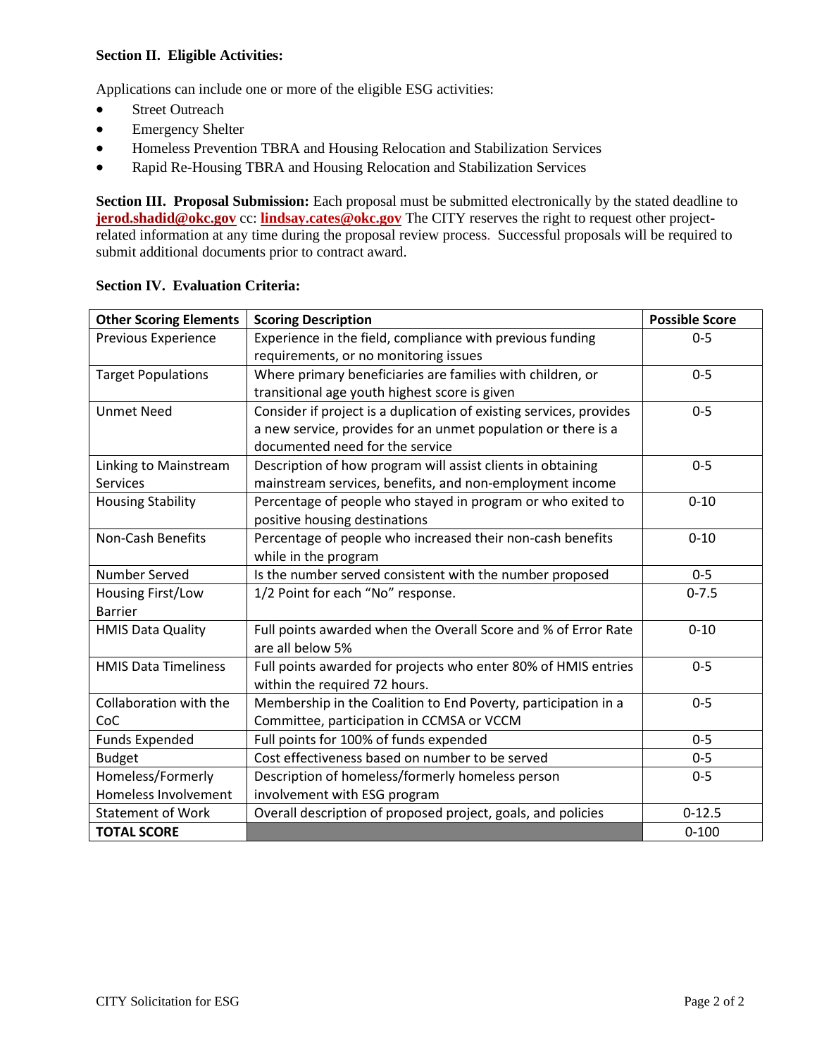**Section II. Eligible Activities:**

Applications can include one or more of the eligible ESG activities:

- Street Outreach
- Emergency Shelter
- Homeless Prevention TBRA and Housing Relocation and Stabilization Services
- Rapid Re-Housing TBRA and Housing Relocation and Stabilization Services

**Section III. Proposal Submission:** Each proposal must be submitted electronically by the stated deadline to **jerod.shadid@okc.gov** cc: **lindsay.cates@okc.gov** The CITY reserves the right to request other project-related information at any time during the proposal review process. Successful proposals will be required to submit additional documents prior to contract award.

**Section IV. Evaluation Criteria:**

| Other Scoring Elements | Scoring Description | Possible Score |
|---|---|---|
| Previous Experience | Experience in the field, compliance with previous funding requirements, or no monitoring issues | 0-5 |
| Target Populations | Where primary beneficiaries are families with children, or transitional age youth highest score is given | 0-5 |
| Unmet Need | Consider if project is a duplication of existing services, provides a new service, provides for an unmet population or there is a documented need for the service | 0-5 |
| Linking to Mainstream Services | Description of how program will assist clients in obtaining mainstream services, benefits, and non-employment income | 0-5 |
| Housing Stability | Percentage of people who stayed in program or who exited to positive housing destinations | 0-10 |
| Non-Cash Benefits | Percentage of people who increased their non-cash benefits while in the program | 0-10 |
| Number Served | Is the number served consistent with the number proposed | 0-5 |
| Housing First/Low Barrier | 1/2 Point for each "No" response. | 0-7.5 |
| HMIS Data Quality | Full points awarded when the Overall Score and % of Error Rate are all below 5% | 0-10 |
| HMIS Data Timeliness | Full points awarded for projects who enter 80% of HMIS entries within the required 72 hours. | 0-5 |
| Collaboration with the CoC | Membership in the Coalition to End Poverty, participation in a Committee, participation in CCMSA or VCCM | 0-5 |
| Funds Expended | Full points for 100% of funds expended | 0-5 |
| Budget | Cost effectiveness based on number to be served | 0-5 |
| Homeless/Formerly Homeless Involvement | Description of homeless/formerly homeless person involvement with ESG program | 0-5 |
| Statement of Work | Overall description of proposed project, goals, and policies | 0-12.5 |
| **TOTAL SCORE** | | 0-100 |